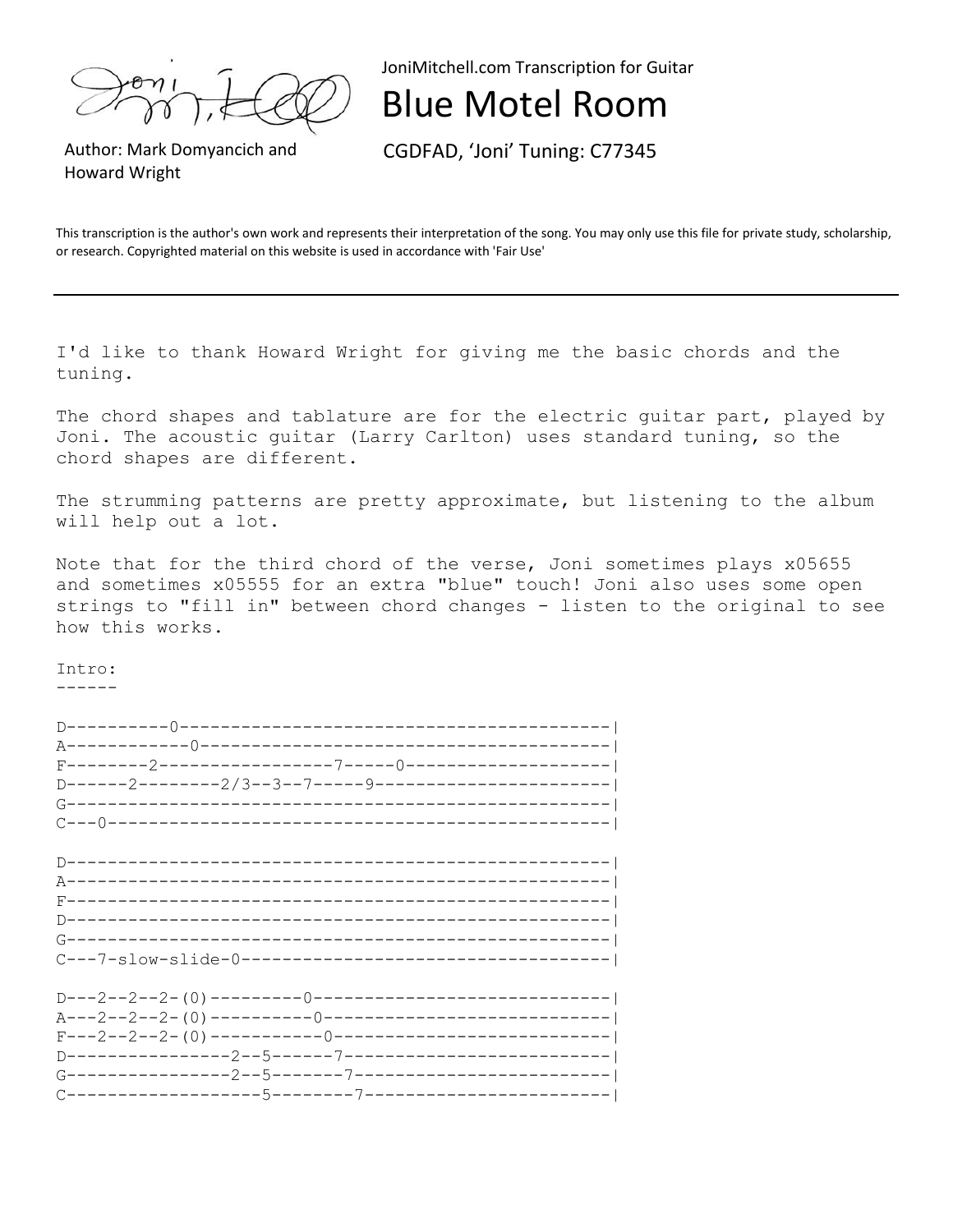JoniMitchell.com Transcription for Guitar

# Blue Motel Room

Author: Mark Domyancich and Howard Wright

CGDFAD, 'Joni' Tuning: C77345

This transcription is the author's own work and represents their interpretation of the song. You may only use this file for private study, scholarship, or research. Copyrighted material on this website is used in accordance with 'Fair Use'

---

I'd like to thank Howard Wright for giving me the basic chords and the tuning.

The chord shapes and tablature are for the electric guitar part, played by Joni. The acoustic guitar (Larry Carlton) uses standard tuning, so the chord shapes are different.

The strumming patterns are pretty approximate, but listening to the album will help out a lot.

Note that for the third chord of the verse, Joni sometimes plays x05655 and sometimes x05555 for an extra "blue" touch! Joni also uses some open strings to "fill in" between chord changes - listen to the original to see how this works.

Intro:
------

```
D----------0------------------------------------------|
A------------0----------------------------------------|
F--------2-----------------7-----0--------------------|
D------2--------2/3--3--7-----9-----------------------|
G-----------------------------------------------------|
C---0-------------------------------------------------|

D-----------------------------------------------------|
A-----------------------------------------------------|
F-----------------------------------------------------|
D-----------------------------------------------------|
G-----------------------------------------------------|
C---7-slow-slide-0------------------------------------|

D---2--2--2-(0)---------0-----------------------------|
A---2--2--2-(0)----------0----------------------------|
F---2--2--2-(0)-----------0---------------------------|
D---------------2--5------7---------------------------|
G---------------2--5-------7--------------------------|
C------------------5--------7-------------------------|
```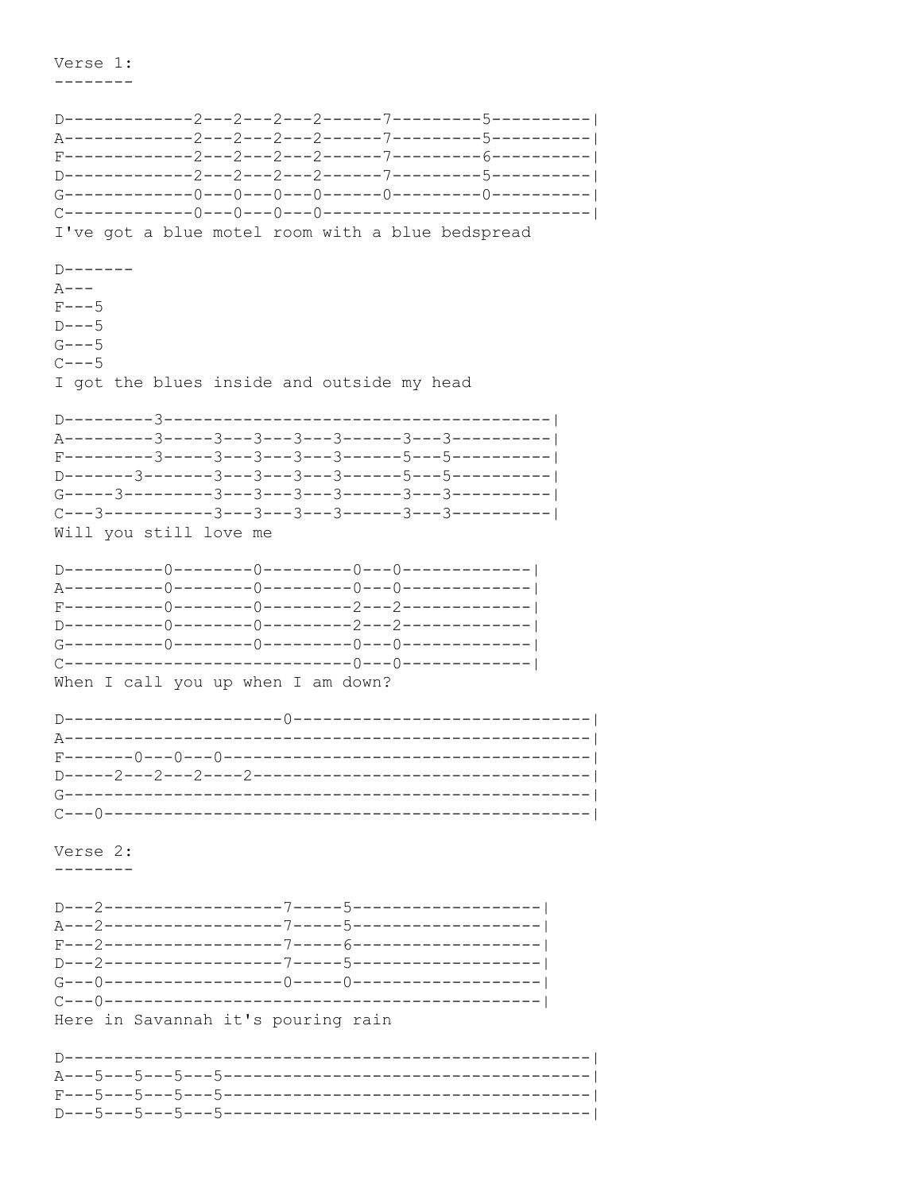Verse 1:
--------

```
D-------------2---2---2---2------7---------5----------|
A-------------2---2---2---2------7---------5----------|
F-------------2---2---2---2------7---------6----------|
D-------------2---2---2---2------7---------5----------|
G-------------0---0---0---0------0---------0----------|
C-------------0---0---0---0---------------------------|
I've got a blue motel room with a blue bedspread

D-------
A---
F---5
D---5
G---5
C---5
I got the blues inside and outside my head

D---------3-------------------------------------|
A---------3-----3---3---3---3------3---3----------|
F---------3-----3---3---3---3------5---5----------|
D-------3-------3---3---3---3------5---5----------|
G-----3---------3---3---3---3------3---3----------|
C---3-----------3---3---3---3------3---3----------|
Will you still love me

D----------0--------0---------0---0-------------|
A----------0--------0---------0---0-------------|
F----------0--------0---------2---2-------------|
D----------0--------0---------2---2-------------|
G----------0--------0---------0---0-------------|
C---------------------------0---0-------------|
When I call you up when I am down?

D----------------------0------------------------------|
A-----------------------------------------------------|
F-------0---0---0-------------------------------------|
D-----2---2---2----2----------------------------------|
G-----------------------------------------------------|
C---0-------------------------------------------------|
```

Verse 2:
--------

```
D---2------------------7-----5-------------------|
A---2------------------7-----5-------------------|
F---2------------------7-----6-------------------|
D---2------------------7-----5-------------------|
G---0------------------0-----0-------------------|
C---0--------------------------------------------|
Here in Savannah it's pouring rain

D-----------------------------------------------------|
A---5---5---5---5-------------------------------------|
F---5---5---5---5-------------------------------------|
D---5---5---5---5-------------------------------------|
```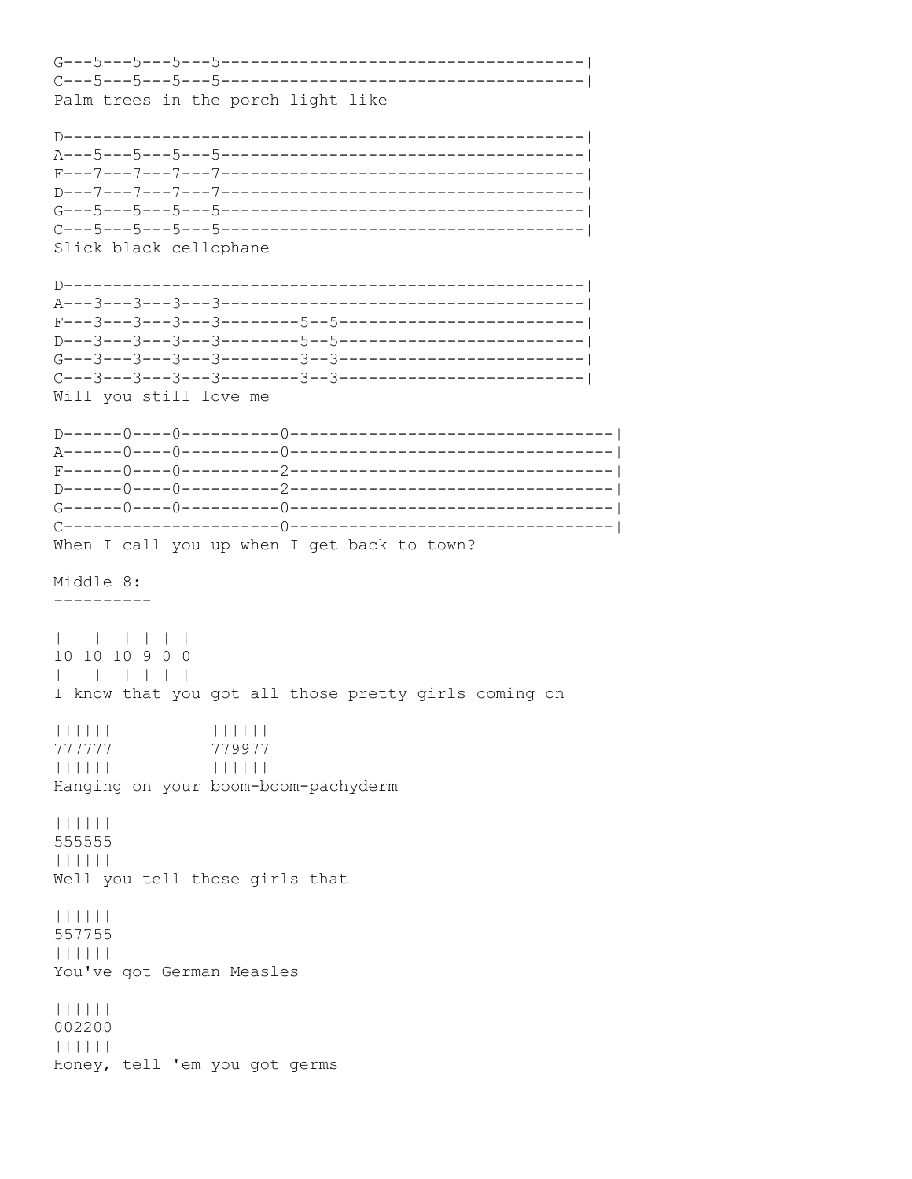```
G---5---5---5---5-------------------------------------|
C---5---5---5---5-------------------------------------|
Palm trees in the porch light like

D-----------------------------------------------------|
A---5---5---5---5-------------------------------------|
F---7---7---7---7-------------------------------------|
D---7---7---7---7-------------------------------------|
G---5---5---5---5-------------------------------------|
C---5---5---5---5-------------------------------------|
Slick black cellophane

D-----------------------------------------------------|
A---3---3---3---3-------------------------------------|
F---3---3---3---3--------5--5-------------------------|
D---3---3---3---3--------5--5-------------------------|
G---3---3---3---3--------3--3-------------------------|
C---3---3---3---3--------3--3-------------------------|
Will you still love me

D------0----0----------0--------------------------------|
A------0----0----------0--------------------------------|
F------0----0----------2--------------------------------|
D------0----0----------2--------------------------------|
G------0----0----------0--------------------------------|
C----------------------0--------------------------------|
When I call you up when I get back to town?
```

Middle 8:
----------

```
|   |  | | | |
10 10 10 9 0 0
|   |  | | | |
I know that you got all those pretty girls coming on

||||||          ||||||
777777          779977
||||||          ||||||
Hanging on your boom-boom-pachyderm

||||||
555555
||||||
Well you tell those girls that

||||||
557755
||||||
You've got German Measles

||||||
002200
||||||
Honey, tell 'em you got germs
```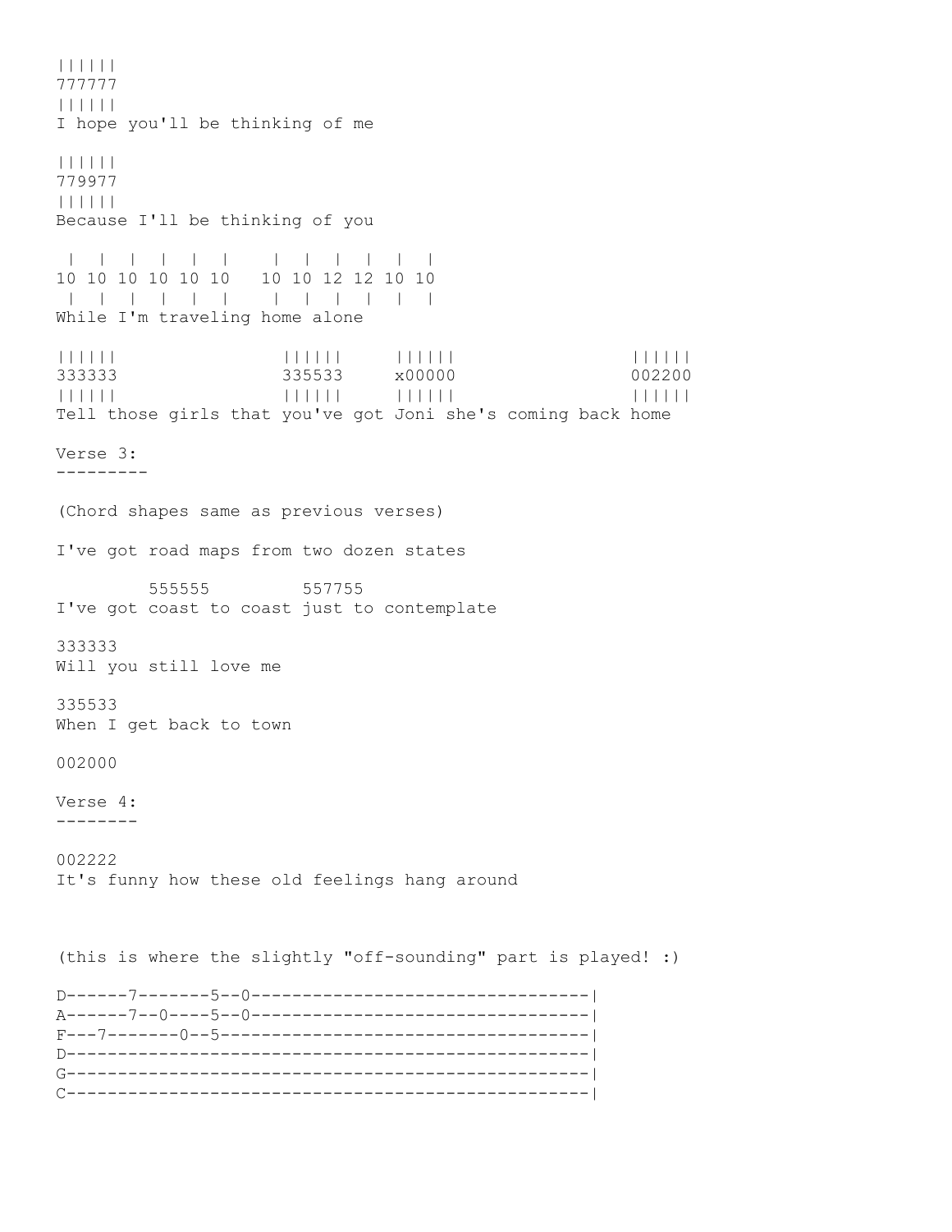```
||||||
777777
||||||
I hope you'll be thinking of me

||||||
779977
||||||
Because I'll be thinking of you

 |  |  |  |  |  |    |  |  |  |  |  |
10 10 10 10 10 10   10 10 12 12 10 10
 |  |  |  |  |  |    |  |  |  |  |  |
While I'm traveling home alone

||||||                ||||||     ||||||                 ||||||
333333                335533     x00000                 002200
||||||                ||||||     ||||||                 ||||||
Tell those girls that you've got Joni she's coming back home
```

Verse 3:
---------

(Chord shapes same as previous verses)

```
I've got road maps from two dozen states

         555555         557755
I've got coast to coast just to contemplate

333333
Will you still love me

335533
When I get back to town

002000
```

Verse 4:
--------

```
002222
It's funny how these old feelings hang around
```

(this is where the slightly "off-sounding" part is played! :)

```
D------7-------5--0---------------------------------|
A------7--0----5--0---------------------------------|
F---7-------0--5------------------------------------|
D---------------------------------------------------|
G---------------------------------------------------|
C---------------------------------------------------|
```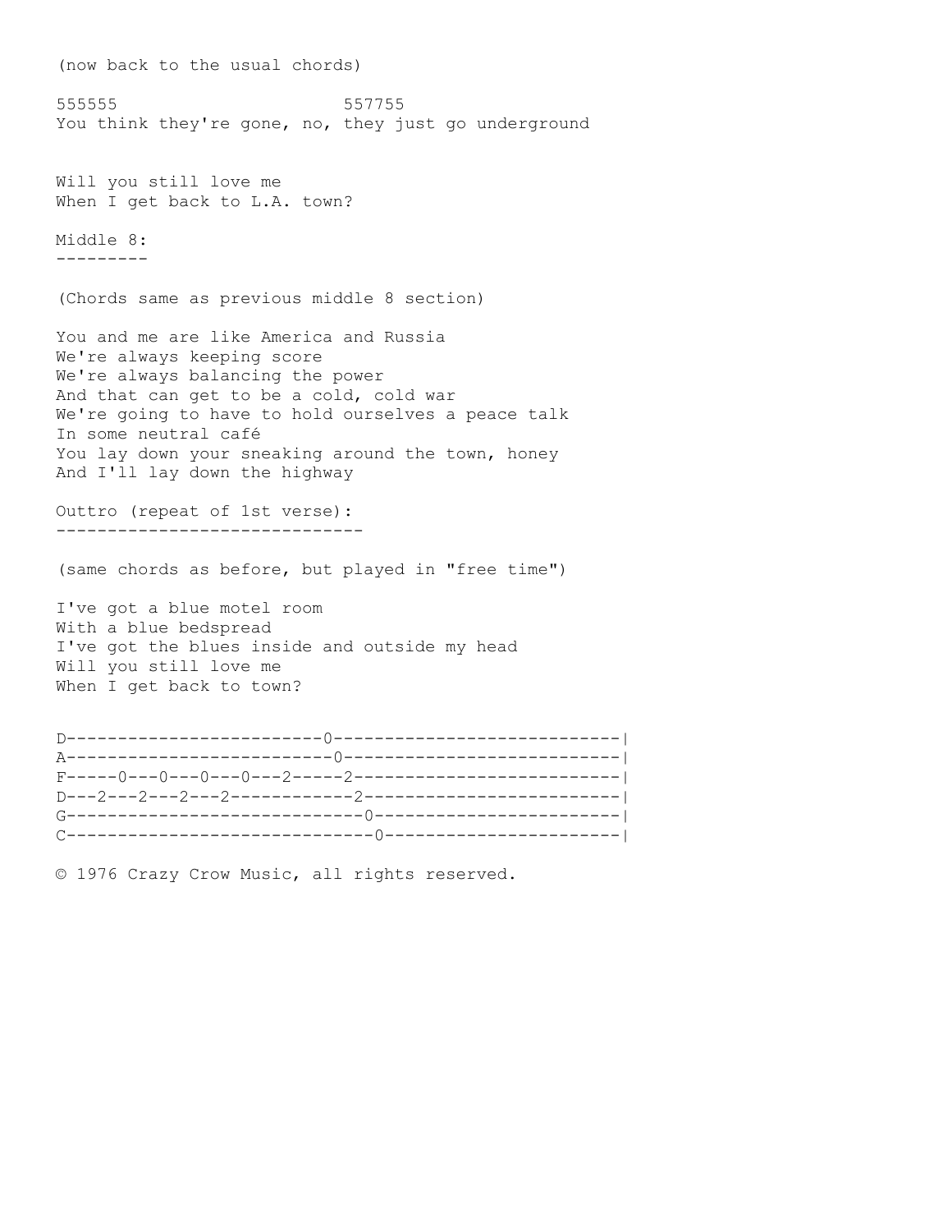(now back to the usual chords)

```
555555                      557755
You think they're gone, no, they just go underground
```

Will you still love me
When I get back to L.A. town?

## Middle 8:

(Chords same as previous middle 8 section)

You and me are like America and Russia
We're always keeping score
We're always balancing the power
And that can get to be a cold, cold war
We're going to have to hold ourselves a peace talk
In some neutral café
You lay down your sneaking around the town, honey
And I'll lay down the highway

## Outtro (repeat of 1st verse):

(same chords as before, but played in "free time")

I've got a blue motel room
With a blue bedspread
I've got the blues inside and outside my head
Will you still love me
When I get back to town?

```
D-------------------------0----------------------------|
A--------------------------0---------------------------|
F-----0---0---0---0---2-----2--------------------------|
D---2---2---2---2------------2-------------------------|
G-----------------------------0------------------------|
C------------------------------0-----------------------|
```

© 1976 Crazy Crow Music, all rights reserved.